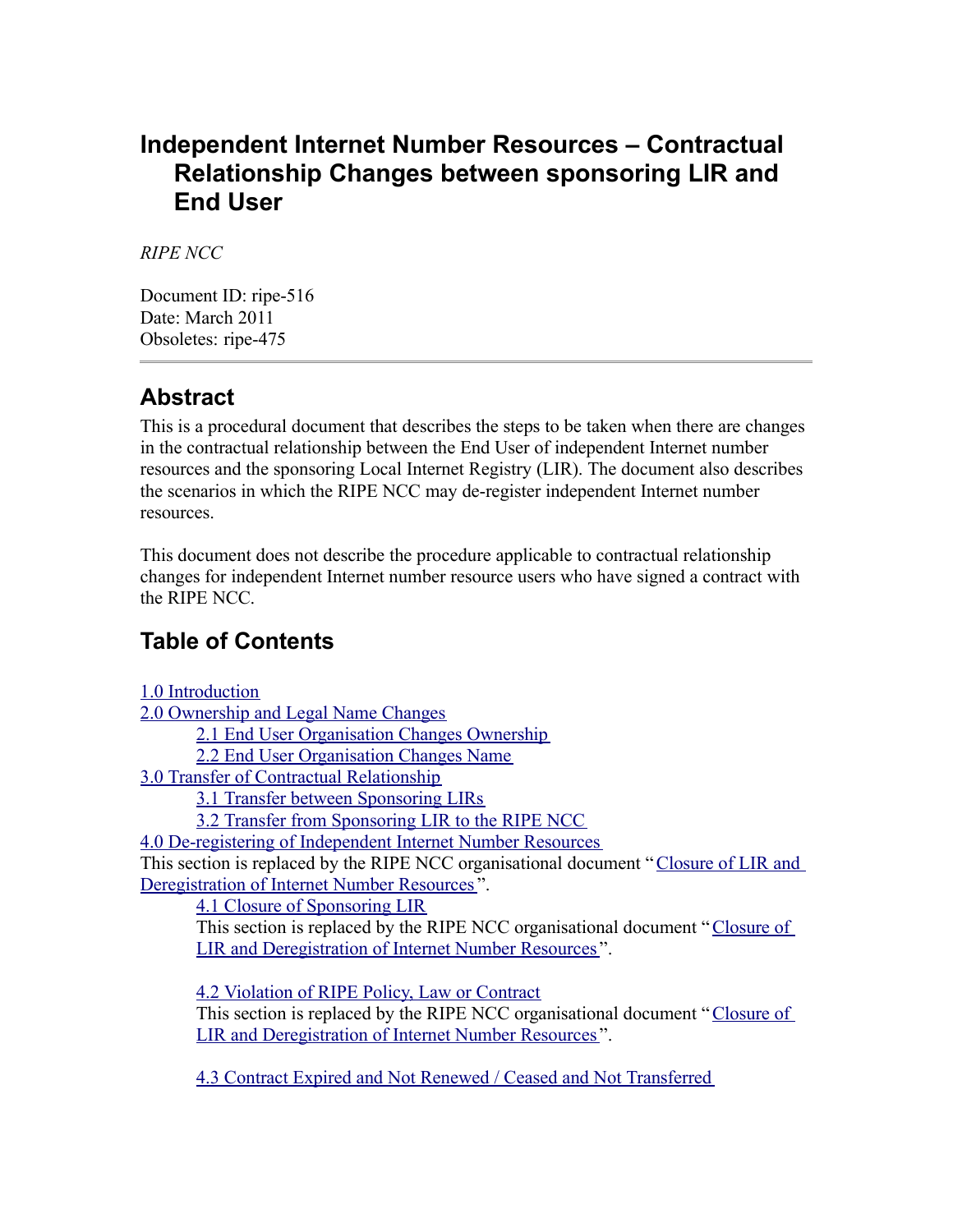# Independent Internet Number Resources – Contractual Relationship Changes between sponsoring LIR and End User

*RIPE NCC*

Document ID: ripe-516
Date: March 2011
Obsoletes: ripe-475

---

## Abstract

This is a procedural document that describes the steps to be taken when there are changes in the contractual relationship between the End User of independent Internet number resources and the sponsoring Local Internet Registry (LIR). The document also describes the scenarios in which the RIPE NCC may de-register independent Internet number resources.

This document does not describe the procedure applicable to contractual relationship changes for independent Internet number resource users who have signed a contract with the RIPE NCC.

## Table of Contents

1.0 Introduction
2.0 Ownership and Legal Name Changes
- 2.1 End User Organisation Changes Ownership
- 2.2 End User Organisation Changes Name

3.0 Transfer of Contractual Relationship
- 3.1 Transfer between Sponsoring LIRs
- 3.2 Transfer from Sponsoring LIR to the RIPE NCC

4.0 De-registering of Independent Internet Number Resources
This section is replaced by the RIPE NCC organisational document "Closure of LIR and Deregistration of Internet Number Resources".
- 4.1 Closure of Sponsoring LIR
  This section is replaced by the RIPE NCC organisational document "Closure of LIR and Deregistration of Internet Number Resources".
- 4.2 Violation of RIPE Policy, Law or Contract
  This section is replaced by the RIPE NCC organisational document "Closure of LIR and Deregistration of Internet Number Resources".
- 4.3 Contract Expired and Not Renewed / Ceased and Not Transferred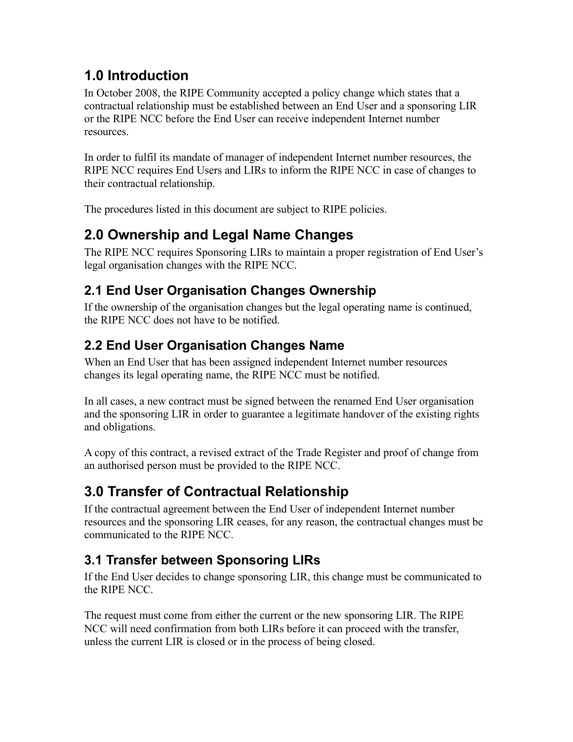## 1.0 Introduction

In October 2008, the RIPE Community accepted a policy change which states that a contractual relationship must be established between an End User and a sponsoring LIR or the RIPE NCC before the End User can receive independent Internet number resources.

In order to fulfil its mandate of manager of independent Internet number resources, the RIPE NCC requires End Users and LIRs to inform the RIPE NCC in case of changes to their contractual relationship.

The procedures listed in this document are subject to RIPE policies.

## 2.0 Ownership and Legal Name Changes

The RIPE NCC requires Sponsoring LIRs to maintain a proper registration of End User's legal organisation changes with the RIPE NCC.

### 2.1 End User Organisation Changes Ownership

If the ownership of the organisation changes but the legal operating name is continued, the RIPE NCC does not have to be notified.

### 2.2 End User Organisation Changes Name

When an End User that has been assigned independent Internet number resources changes its legal operating name, the RIPE NCC must be notified.

In all cases, a new contract must be signed between the renamed End User organisation and the sponsoring LIR in order to guarantee a legitimate handover of the existing rights and obligations.

A copy of this contract, a revised extract of the Trade Register and proof of change from an authorised person must be provided to the RIPE NCC.

## 3.0 Transfer of Contractual Relationship

If the contractual agreement between the End User of independent Internet number resources and the sponsoring LIR ceases, for any reason, the contractual changes must be communicated to the RIPE NCC.

### 3.1 Transfer between Sponsoring LIRs

If the End User decides to change sponsoring LIR, this change must be communicated to the RIPE NCC.

The request must come from either the current or the new sponsoring LIR. The RIPE NCC will need confirmation from both LIRs before it can proceed with the transfer, unless the current LIR is closed or in the process of being closed.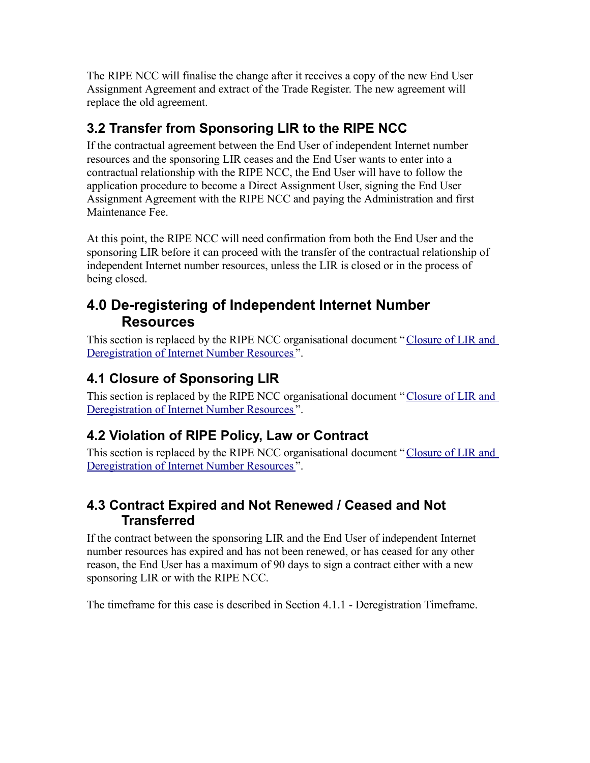The RIPE NCC will finalise the change after it receives a copy of the new End User Assignment Agreement and extract of the Trade Register. The new agreement will replace the old agreement.

## 3.2 Transfer from Sponsoring LIR to the RIPE NCC

If the contractual agreement between the End User of independent Internet number resources and the sponsoring LIR ceases and the End User wants to enter into a contractual relationship with the RIPE NCC, the End User will have to follow the application procedure to become a Direct Assignment User, signing the End User Assignment Agreement with the RIPE NCC and paying the Administration and first Maintenance Fee.

At this point, the RIPE NCC will need confirmation from both the End User and the sponsoring LIR before it can proceed with the transfer of the contractual relationship of independent Internet number resources, unless the LIR is closed or in the process of being closed.

## 4.0 De-registering of Independent Internet Number Resources

This section is replaced by the RIPE NCC organisational document "Closure of LIR and Deregistration of Internet Number Resources".

## 4.1 Closure of Sponsoring LIR

This section is replaced by the RIPE NCC organisational document "Closure of LIR and Deregistration of Internet Number Resources".

## 4.2 Violation of RIPE Policy, Law or Contract

This section is replaced by the RIPE NCC organisational document "Closure of LIR and Deregistration of Internet Number Resources".

## 4.3 Contract Expired and Not Renewed / Ceased and Not Transferred

If the contract between the sponsoring LIR and the End User of independent Internet number resources has expired and has not been renewed, or has ceased for any other reason, the End User has a maximum of 90 days to sign a contract either with a new sponsoring LIR or with the RIPE NCC.

The timeframe for this case is described in Section 4.1.1 - Deregistration Timeframe.